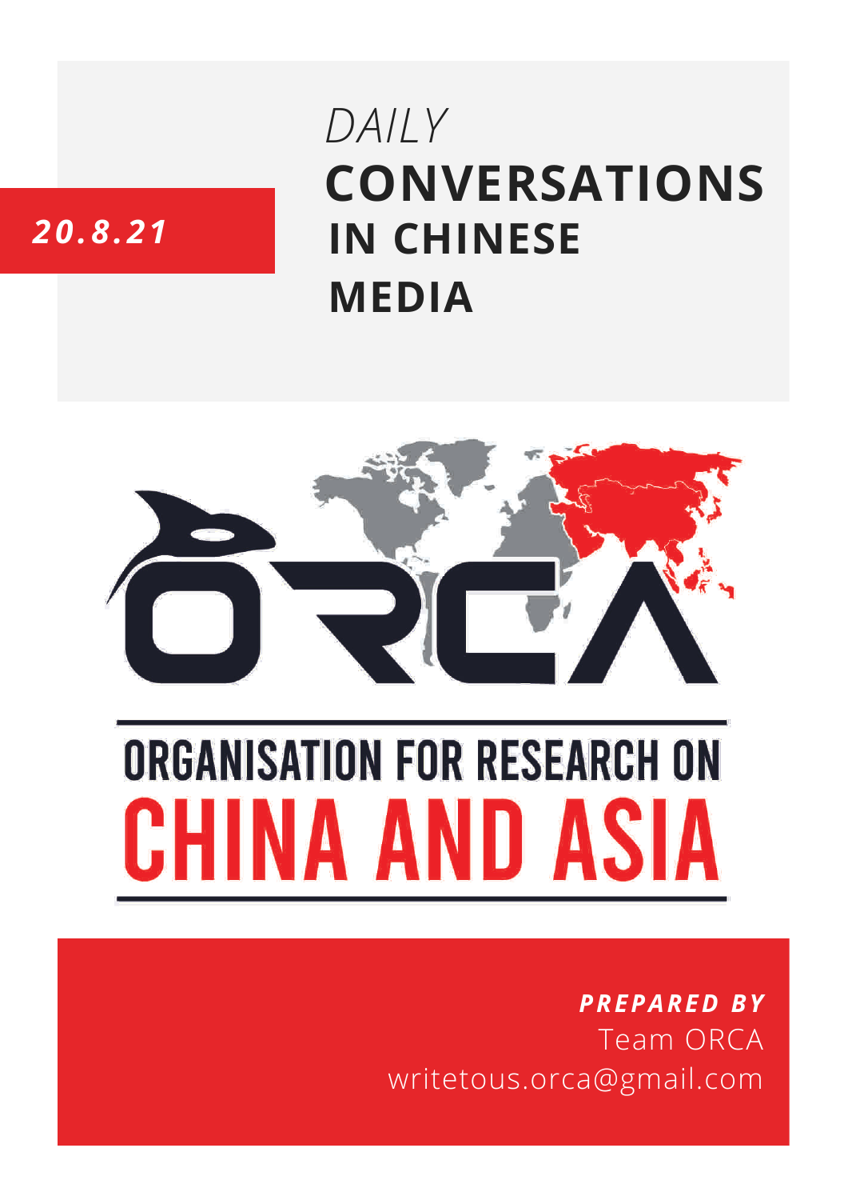*20.8.21*

# *DAILY* CONVERSATIONS IN CHINESE MEDIA

ORCA

ORGANISATION FOR RESEARCH ON CHINA AND ASIA

***PREPARED BY***
Team ORCA
writetous.orca@gmail.com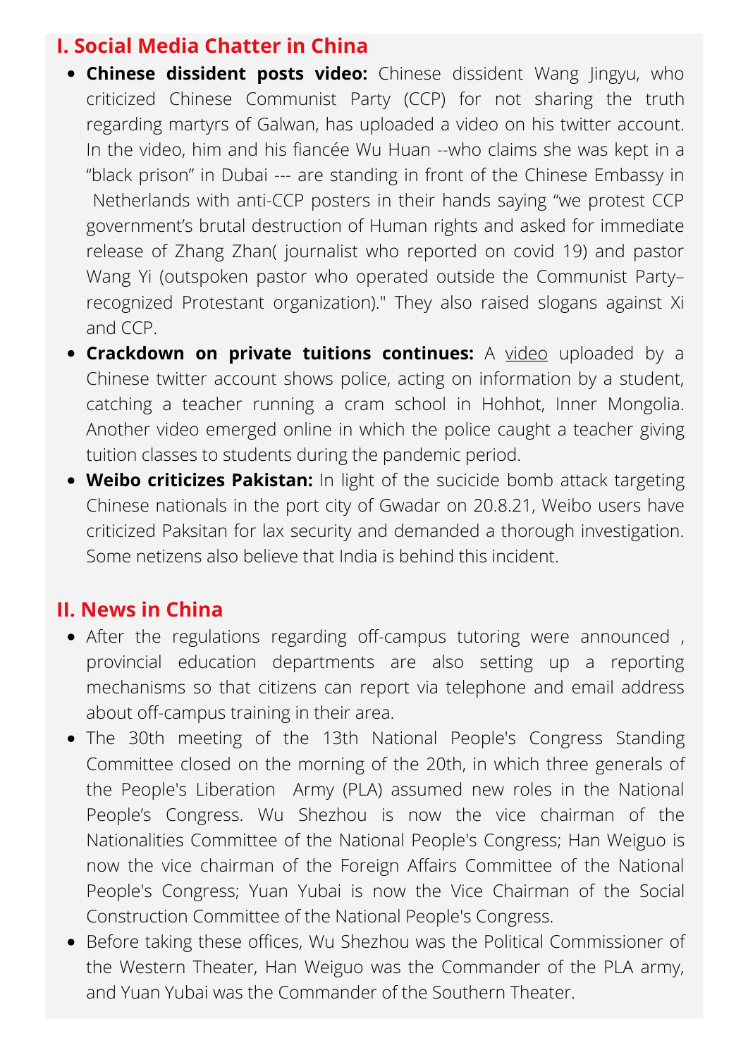## I. Social Media Chatter in China

- **Chinese dissident posts video:** Chinese dissident Wang Jingyu, who criticized Chinese Communist Party (CCP) for not sharing the truth regarding martyrs of Galwan, has uploaded a video on his twitter account. In the video, him and his fiancée Wu Huan --who claims she was kept in a "black prison" in Dubai --- are standing in front of the Chinese Embassy in Netherlands with anti-CCP posters in their hands saying "we protest CCP government's brutal destruction of Human rights and asked for immediate release of Zhang Zhan( journalist who reported on covid 19) and pastor Wang Yi (outspoken pastor who operated outside the Communist Party–recognized Protestant organization)." They also raised slogans against Xi and CCP.
- **Crackdown on private tuitions continues:** A video uploaded by a Chinese twitter account shows police, acting on information by a student, catching a teacher running a cram school in Hohhot, Inner Mongolia. Another video emerged online in which the police caught a teacher giving tuition classes to students during the pandemic period.
- **Weibo criticizes Pakistan:** In light of the sucicide bomb attack targeting Chinese nationals in the port city of Gwadar on 20.8.21, Weibo users have criticized Paksitan for lax security and demanded a thorough investigation. Some netizens also believe that India is behind this incident.

## II. News in China

- After the regulations regarding off-campus tutoring were announced , provincial education departments are also setting up a reporting mechanisms so that citizens can report via telephone and email address about off-campus training in their area.
- The 30th meeting of the 13th National People's Congress Standing Committee closed on the morning of the 20th, in which three generals of the People's Liberation Army (PLA) assumed new roles in the National People's Congress. Wu Shezhou is now the vice chairman of the Nationalities Committee of the National People's Congress; Han Weiguo is now the vice chairman of the Foreign Affairs Committee of the National People's Congress; Yuan Yubai is now the Vice Chairman of the Social Construction Committee of the National People's Congress.
- Before taking these offices, Wu Shezhou was the Political Commissioner of the Western Theater, Han Weiguo was the Commander of the PLA army, and Yuan Yubai was the Commander of the Southern Theater.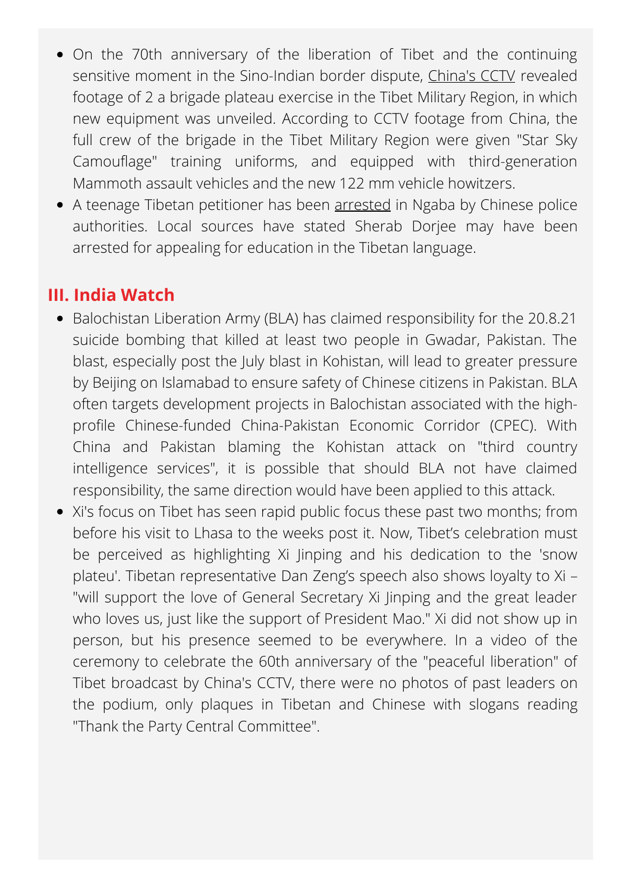- On the 70th anniversary of the liberation of Tibet and the continuing sensitive moment in the Sino-Indian border dispute, China's CCTV revealed footage of 2 a brigade plateau exercise in the Tibet Military Region, in which new equipment was unveiled. According to CCTV footage from China, the full crew of the brigade in the Tibet Military Region were given "Star Sky Camouflage" training uniforms, and equipped with third-generation Mammoth assault vehicles and the new 122 mm vehicle howitzers.
- A teenage Tibetan petitioner has been arrested in Ngaba by Chinese police authorities. Local sources have stated Sherab Dorjee may have been arrested for appealing for education in the Tibetan language.

## III. India Watch

- Balochistan Liberation Army (BLA) has claimed responsibility for the 20.8.21 suicide bombing that killed at least two people in Gwadar, Pakistan. The blast, especially post the July blast in Kohistan, will lead to greater pressure by Beijing on Islamabad to ensure safety of Chinese citizens in Pakistan. BLA often targets development projects in Balochistan associated with the high-profile Chinese-funded China-Pakistan Economic Corridor (CPEC). With China and Pakistan blaming the Kohistan attack on "third country intelligence services", it is possible that should BLA not have claimed responsibility, the same direction would have been applied to this attack.
- Xi's focus on Tibet has seen rapid public focus these past two months; from before his visit to Lhasa to the weeks post it. Now, Tibet's celebration must be perceived as highlighting Xi Jinping and his dedication to the 'snow plateu'. Tibetan representative Dan Zeng's speech also shows loyalty to Xi – "will support the love of General Secretary Xi Jinping and the great leader who loves us, just like the support of President Mao." Xi did not show up in person, but his presence seemed to be everywhere. In a video of the ceremony to celebrate the 60th anniversary of the "peaceful liberation" of Tibet broadcast by China's CCTV, there were no photos of past leaders on the podium, only plaques in Tibetan and Chinese with slogans reading "Thank the Party Central Committee".